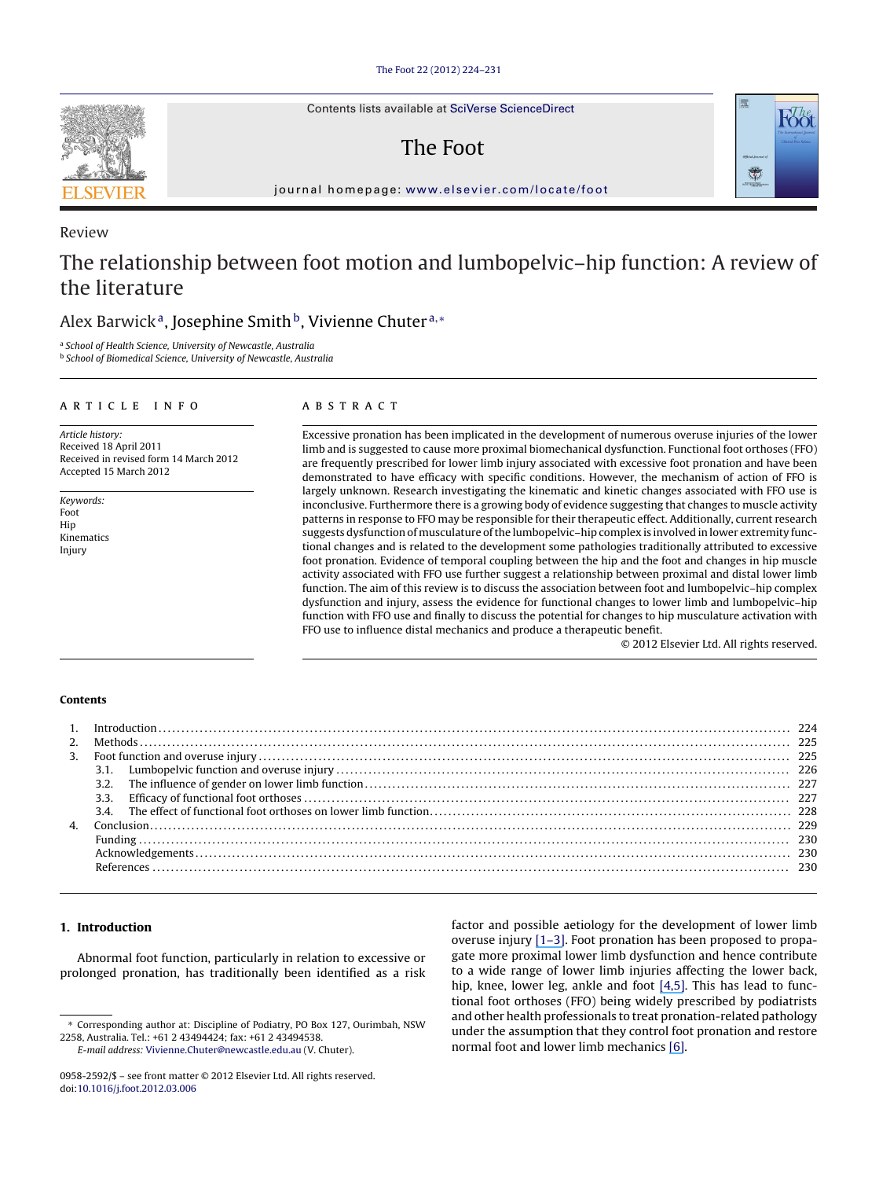Review

# The relationship between foot motion and lumbopelvic–hip function: A review of the literature

Alex Barwick[a], Josephine Smith[b], Vivienne Chuter[a,*]

[a] School of Health Science, University of Newcastle, Australia
[b] School of Biomedical Science, University of Newcastle, Australia

**ARTICLE INFO**

*Article history:*
Received 18 April 2011
Received in revised form 14 March 2012
Accepted 15 March 2012

*Keywords:*
Foot
Hip
Kinematics
Injury

**ABSTRACT**

Excessive pronation has been implicated in the development of numerous overuse injuries of the lower limb and is suggested to cause more proximal biomechanical dysfunction. Functional foot orthoses (FFO) are frequently prescribed for lower limb injury associated with excessive foot pronation and have been demonstrated to have efficacy with specific conditions. However, the mechanism of action of FFO is largely unknown. Research investigating the kinematic and kinetic changes associated with FFO use is inconclusive. Furthermore there is a growing body of evidence suggesting that changes to muscle activity patterns in response to FFO may be responsible for their therapeutic effect. Additionally, current research suggests dysfunction of musculature of the lumbopelvic–hip complex is involved in lower extremity functional changes and is related to the development some pathologies traditionally attributed to excessive foot pronation. Evidence of temporal coupling between the hip and the foot and changes in hip muscle activity associated with FFO use further suggest a relationship between proximal and distal lower limb function. The aim of this review is to discuss the association between foot and lumbopelvic–hip complex dysfunction and injury, assess the evidence for functional changes to lower limb and lumbopelvic–hip function with FFO use and finally to discuss the potential for changes to hip musculature activation with FFO use to influence distal mechanics and produce a therapeutic benefit.

© 2012 Elsevier Ltd. All rights reserved.

**Contents**

1. Introduction ........ 224
2. Methods ........ 225
3. Foot function and overuse injury ........ 225
   - 3.1. Lumbopelvic function and overuse injury ........ 226
   - 3.2. The influence of gender on lower limb function ........ 227
   - 3.3. Efficacy of functional foot orthoses ........ 227
   - 3.4. The effect of functional foot orthoses on lower limb function ........ 228
4. Conclusion ........ 229
   - Funding ........ 230
   - Acknowledgements ........ 230
   - References ........ 230

## 1. Introduction

Abnormal foot function, particularly in relation to excessive or prolonged pronation, has traditionally been identified as a risk factor and possible aetiology for the development of lower limb overuse injury [1–3]. Foot pronation has been proposed to propagate more proximal lower limb dysfunction and hence contribute to a wide range of lower limb injuries affecting the lower back, hip, knee, lower leg, ankle and foot [4,5]. This has lead to functional foot orthoses (FFO) being widely prescribed by podiatrists and other health professionals to treat pronation-related pathology under the assumption that they control foot pronation and restore normal foot and lower limb mechanics [6].

* Corresponding author at: Discipline of Podiatry, PO Box 127, Ourimbah, NSW 2258, Australia. Tel.: +61 2 43494424; fax: +61 2 43494538.
E-mail address: Vivienne.Chuter@newcastle.edu.au (V. Chuter).

0958-2592/$ – see front matter © 2012 Elsevier Ltd. All rights reserved.
doi:10.1016/j.foot.2012.03.006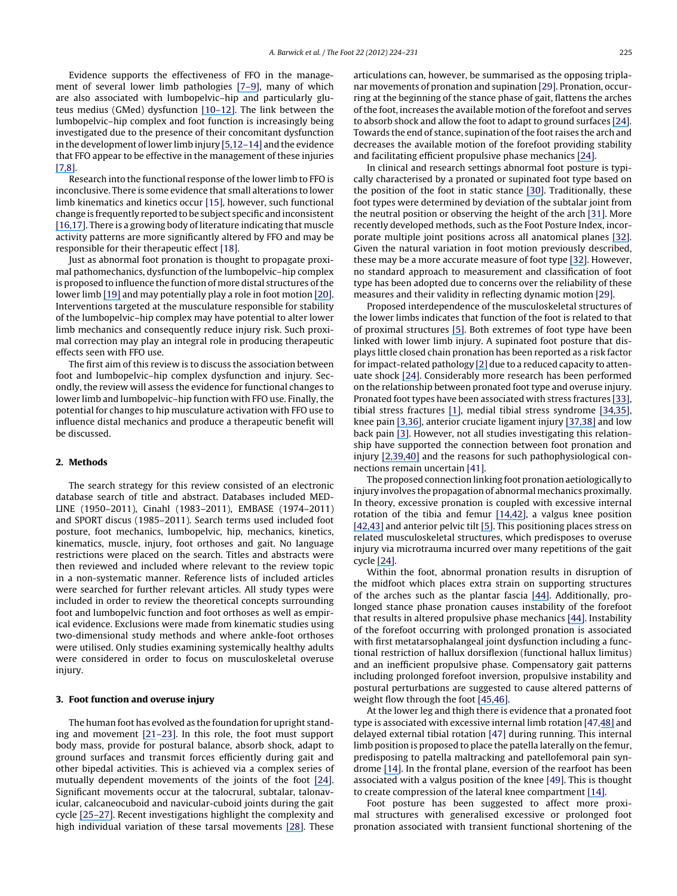Evidence supports the effectiveness of FFO in the management of several lower limb pathologies [7–9], many of which are also associated with lumbopelvic–hip and particularly gluteus medius (GMed) dysfunction [10–12]. The link between the lumbopelvic–hip complex and foot function is increasingly being investigated due to the presence of their concomitant dysfunction in the development of lower limb injury [5,12–14] and the evidence that FFO appear to be effective in the management of these injuries [7,8].

Research into the functional response of the lower limb to FFO is inconclusive. There is some evidence that small alterations to lower limb kinematics and kinetics occur [15], however, such functional change is frequently reported to be subject specific and inconsistent [16,17]. There is a growing body of literature indicating that muscle activity patterns are more significantly altered by FFO and may be responsible for their therapeutic effect [18].

Just as abnormal foot pronation is thought to propagate proximal pathomechanics, dysfunction of the lumbopelvic–hip complex is proposed to influence the function of more distal structures of the lower limb [19] and may potentially play a role in foot motion [20]. Interventions targeted at the musculature responsible for stability of the lumbopelvic–hip complex may have potential to alter lower limb mechanics and consequently reduce injury risk. Such proximal correction may play an integral role in producing therapeutic effects seen with FFO use.

The first aim of this review is to discuss the association between foot and lumbopelvic–hip complex dysfunction and injury. Secondly, the review will assess the evidence for functional changes to lower limb and lumbopelvic–hip function with FFO use. Finally, the potential for changes to hip musculature activation with FFO use to influence distal mechanics and produce a therapeutic benefit will be discussed.

## 2. Methods

The search strategy for this review consisted of an electronic database search of title and abstract. Databases included MEDLINE (1950–2011), Cinahl (1983–2011), EMBASE (1974–2011) and SPORT discus (1985–2011). Search terms used included foot posture, foot mechanics, lumbopelvic, hip, mechanics, kinetics, kinematics, muscle, injury, foot orthoses and gait. No language restrictions were placed on the search. Titles and abstracts were then reviewed and included where relevant to the review topic in a non-systematic manner. Reference lists of included articles were searched for further relevant articles. All study types were included in order to review the theoretical concepts surrounding foot and lumbopelvic function and foot orthoses as well as empirical evidence. Exclusions were made from kinematic studies using two-dimensional study methods and where ankle-foot orthoses were utilised. Only studies examining systemically healthy adults were considered in order to focus on musculoskeletal overuse injury.

## 3. Foot function and overuse injury

The human foot has evolved as the foundation for upright standing and movement [21–23]. In this role, the foot must support body mass, provide for postural balance, absorb shock, adapt to ground surfaces and transmit forces efficiently during gait and other bipedal activities. This is achieved via a complex series of mutually dependent movements of the joints of the foot [24]. Significant movements occur at the talocrural, subtalar, talonavicular, calcaneocuboid and navicular-cuboid joints during the gait cycle [25–27]. Recent investigations highlight the complexity and high individual variation of these tarsal movements [28]. These articulations can, however, be summarised as the opposing triplanar movements of pronation and supination [29]. Pronation, occurring at the beginning of the stance phase of gait, flattens the arches of the foot, increases the available motion of the forefoot and serves to absorb shock and allow the foot to adapt to ground surfaces [24]. Towards the end of stance, supination of the foot raises the arch and decreases the available motion of the forefoot providing stability and facilitating efficient propulsive phase mechanics [24].

In clinical and research settings abnormal foot posture is typically characterised by a pronated or supinated foot type based on the position of the foot in static stance [30]. Traditionally, these foot types were determined by deviation of the subtalar joint from the neutral position or observing the height of the arch [31]. More recently developed methods, such as the Foot Posture Index, incorporate multiple joint positions across all anatomical planes [32]. Given the natural variation in foot motion previously described, these may be a more accurate measure of foot type [32]. However, no standard approach to measurement and classification of foot type has been adopted due to concerns over the reliability of these measures and their validity in reflecting dynamic motion [29].

Proposed interdependence of the musculoskeletal structures of the lower limbs indicates that function of the foot is related to that of proximal structures [5]. Both extremes of foot type have been linked with lower limb injury. A supinated foot posture that displays little closed chain pronation has been reported as a risk factor for impact-related pathology [2] due to a reduced capacity to attenuate shock [24]. Considerably more research has been performed on the relationship between pronated foot type and overuse injury. Pronated foot types have been associated with stress fractures [33], tibial stress fractures [1], medial tibial stress syndrome [34,35], knee pain [3,36], anterior cruciate ligament injury [37,38] and low back pain [3]. However, not all studies investigating this relationship have supported the connection between foot pronation and injury [2,39,40] and the reasons for such pathophysiological connections remain uncertain [41].

The proposed connection linking foot pronation aetiologically to injury involves the propagation of abnormal mechanics proximally. In theory, excessive pronation is coupled with excessive internal rotation of the tibia and femur [14,42], a valgus knee position [42,43] and anterior pelvic tilt [5]. This positioning places stress on related musculoskeletal structures, which predisposes to overuse injury via microtrauma incurred over many repetitions of the gait cycle [24].

Within the foot, abnormal pronation results in disruption of the midfoot which places extra strain on supporting structures of the arches such as the plantar fascia [44]. Additionally, prolonged stance phase pronation causes instability of the forefoot that results in altered propulsive phase mechanics [44]. Instability of the forefoot occurring with prolonged pronation is associated with first metatarsophalangeal joint dysfunction including a functional restriction of hallux dorsiflexion (functional hallux limitus) and an inefficient propulsive phase. Compensatory gait patterns including prolonged forefoot inversion, propulsive instability and postural perturbations are suggested to cause altered patterns of weight flow through the foot [45,46].

At the lower leg and thigh there is evidence that a pronated foot type is associated with excessive internal limb rotation [47,48] and delayed external tibial rotation [47] during running. This internal limb position is proposed to place the patella laterally on the femur, predisposing to patella maltracking and patellofemoral pain syndrome [14]. In the frontal plane, eversion of the rearfoot has been associated with a valgus position of the knee [49]. This is thought to create compression of the lateral knee compartment [14].

Foot posture has been suggested to affect more proximal structures with generalised excessive or prolonged foot pronation associated with transient functional shortening of the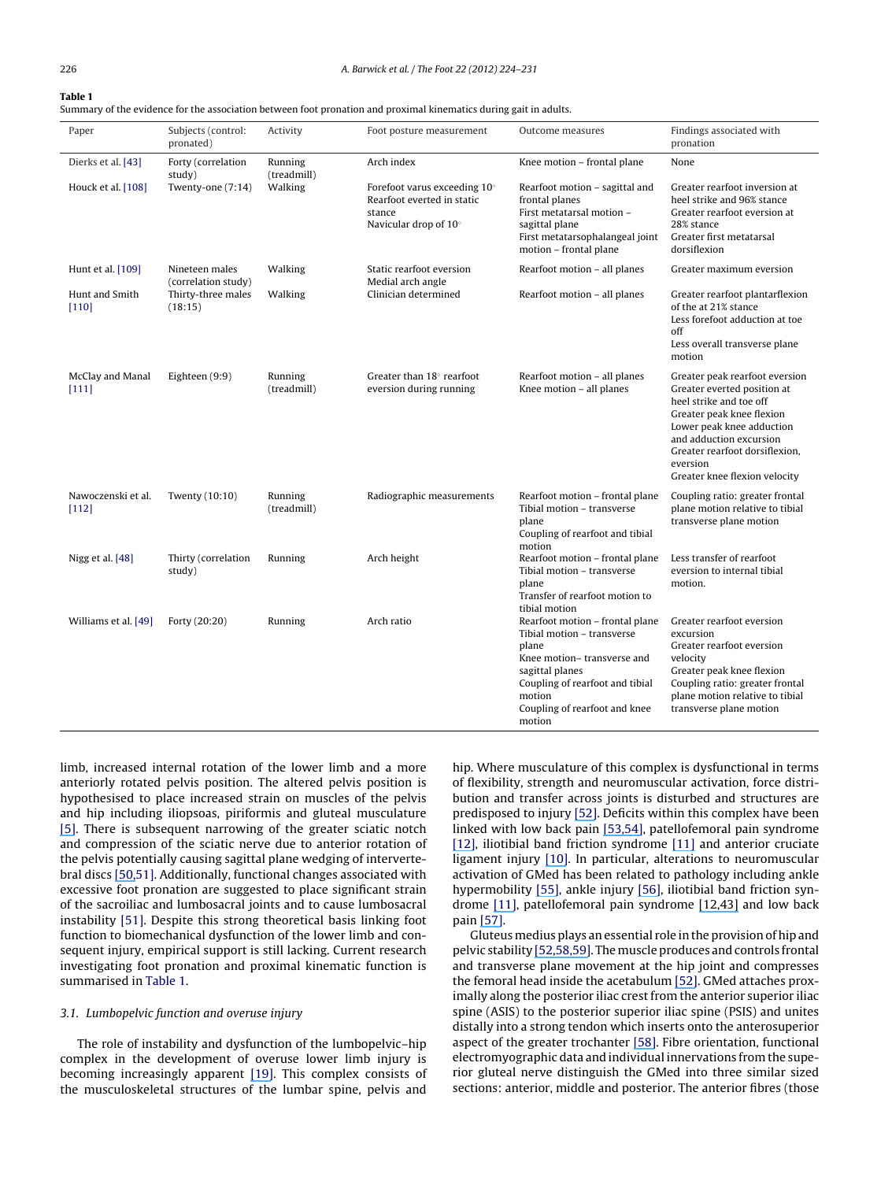**Table 1**
Summary of the evidence for the association between foot pronation and proximal kinematics during gait in adults.

| Paper | Subjects (control: pronated) | Activity | Foot posture measurement | Outcome measures | Findings associated with pronation |
|---|---|---|---|---|---|
| Dierks et al. [43] | Forty (correlation study) | Running (treadmill) | Arch index | Knee motion – frontal plane | None |
| Houck et al. [108] | Twenty-one (7:14) | Walking | Forefoot varus exceeding 10°<br>Rearfoot everted in static stance<br>Navicular drop of 10° | Rearfoot motion – sagittal and frontal planes<br>First metatarsal motion – sagittal plane<br>First metatarsophalangeal joint motion – frontal plane | Greater rearfoot inversion at heel strike and 96% stance<br>Greater rearfoot eversion at 28% stance<br>Greater first metatarsal dorsiflexion |
| Hunt et al. [109] | Nineteen males (correlation study) | Walking | Static rearfoot eversion<br>Medial arch angle | Rearfoot motion – all planes | Greater maximum eversion |
| Hunt and Smith [110] | Thirty-three males (18:15) | Walking | Clinician determined | Rearfoot motion – all planes | Greater rearfoot plantarflexion of the at 21% stance<br>Less forefoot adduction at toe off<br>Less overall transverse plane motion |
| McClay and Manal [111] | Eighteen (9:9) | Running (treadmill) | Greater than 18° rearfoot eversion during running | Rearfoot motion – all planes<br>Knee motion – all planes | Greater peak rearfoot eversion<br>Greater everted position at heel strike and toe off<br>Greater peak knee flexion<br>Lower peak knee adduction and adduction excursion<br>Greater rearfoot dorsiflexion, eversion<br>Greater knee flexion velocity |
| Nawoczenski et al. [112] | Twenty (10:10) | Running (treadmill) | Radiographic measurements | Rearfoot motion – frontal plane<br>Tibial motion – transverse plane<br>Coupling of rearfoot and tibial motion | Coupling ratio: greater frontal plane motion relative to tibial transverse plane motion |
| Nigg et al. [48] | Thirty (correlation study) | Running | Arch height | Rearfoot motion – frontal plane<br>Tibial motion – transverse plane<br>Transfer of rearfoot motion to tibial motion | Less transfer of rearfoot eversion to internal tibial motion. |
| Williams et al. [49] | Forty (20:20) | Running | Arch ratio | Rearfoot motion – frontal plane<br>Tibial motion – transverse plane<br>Knee motion– transverse and sagittal planes<br>Coupling of rearfoot and tibial motion<br>Coupling of rearfoot and knee motion | Greater rearfoot eversion excursion<br>Greater rearfoot eversion velocity<br>Greater peak knee flexion<br>Coupling ratio: greater frontal plane motion relative to tibial transverse plane motion |

limb, increased internal rotation of the lower limb and a more anteriorly rotated pelvis position. The altered pelvis position is hypothesised to place increased strain on muscles of the pelvis and hip including iliopsoas, piriformis and gluteal musculature [5]. There is subsequent narrowing of the greater sciatic notch and compression of the sciatic nerve due to anterior rotation of the pelvis potentially causing sagittal plane wedging of intervertebral discs [50,51]. Additionally, functional changes associated with excessive foot pronation are suggested to place significant strain of the sacroiliac and lumbosacral joints and to cause lumbosacral instability [51]. Despite this strong theoretical basis linking foot function to biomechanical dysfunction of the lower limb and consequent injury, empirical support is still lacking. Current research investigating foot pronation and proximal kinematic function is summarised in Table 1.

### 3.1. Lumbopelvic function and overuse injury

The role of instability and dysfunction of the lumbopelvic–hip complex in the development of overuse lower limb injury is becoming increasingly apparent [19]. This complex consists of the musculoskeletal structures of the lumbar spine, pelvis and hip. Where musculature of this complex is dysfunctional in terms of flexibility, strength and neuromuscular activation, force distribution and transfer across joints is disturbed and structures are predisposed to injury [52]. Deficits within this complex have been linked with low back pain [53,54], patellofemoral pain syndrome [12], iliotibial band friction syndrome [11] and anterior cruciate ligament injury [10]. In particular, alterations to neuromuscular activation of GMed has been related to pathology including ankle hypermobility [55], ankle injury [56], iliotibial band friction syndrome [11], patellofemoral pain syndrome [12,43] and low back pain [57].

Gluteus medius plays an essential role in the provision of hip and pelvic stability [52,58,59]. The muscle produces and controls frontal and transverse plane movement at the hip joint and compresses the femoral head inside the acetabulum [52]. GMed attaches proximally along the posterior iliac crest from the anterior superior iliac spine (ASIS) to the posterior superior iliac spine (PSIS) and unites distally into a strong tendon which inserts onto the anterosuperior aspect of the greater trochanter [58]. Fibre orientation, functional electromyographic data and individual innervations from the superior gluteal nerve distinguish the GMed into three similar sized sections: anterior, middle and posterior. The anterior fibres (those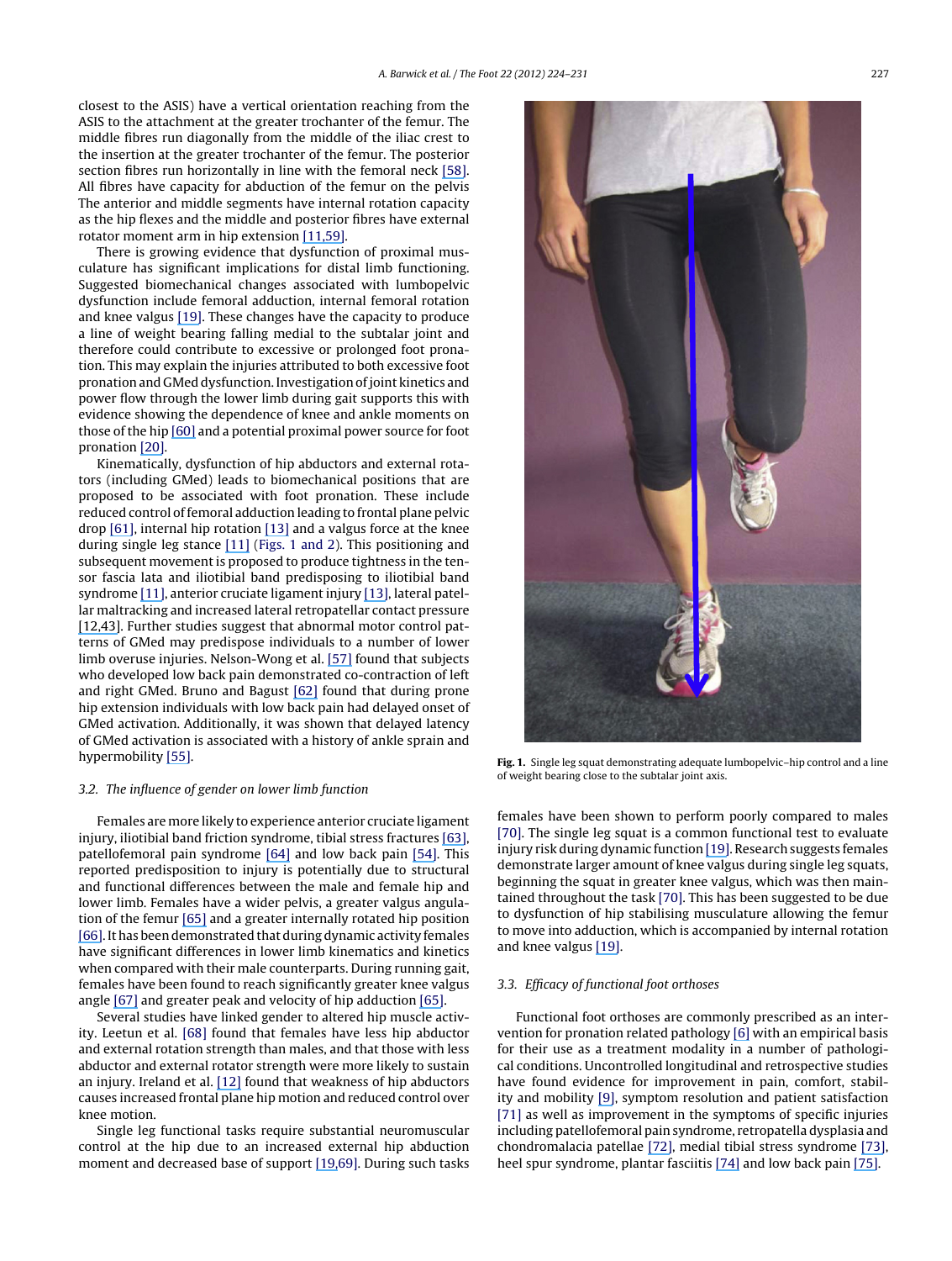closest to the ASIS) have a vertical orientation reaching from the ASIS to the attachment at the greater trochanter of the femur. The middle fibres run diagonally from the middle of the iliac crest to the insertion at the greater trochanter of the femur. The posterior section fibres run horizontally in line with the femoral neck [58]. All fibres have capacity for abduction of the femur on the pelvis The anterior and middle segments have internal rotation capacity as the hip flexes and the middle and posterior fibres have external rotator moment arm in hip extension [11,59].

There is growing evidence that dysfunction of proximal musculature has significant implications for distal limb functioning. Suggested biomechanical changes associated with lumbopelvic dysfunction include femoral adduction, internal femoral rotation and knee valgus [19]. These changes have the capacity to produce a line of weight bearing falling medial to the subtalar joint and therefore could contribute to excessive or prolonged foot pronation. This may explain the injuries attributed to both excessive foot pronation and GMed dysfunction. Investigation of joint kinetics and power flow through the lower limb during gait supports this with evidence showing the dependence of knee and ankle moments on those of the hip [60] and a potential proximal power source for foot pronation [20].

Kinematically, dysfunction of hip abductors and external rotators (including GMed) leads to biomechanical positions that are proposed to be associated with foot pronation. These include reduced control of femoral adduction leading to frontal plane pelvic drop [61], internal hip rotation [13] and a valgus force at the knee during single leg stance [11] (Figs. 1 and 2). This positioning and subsequent movement is proposed to produce tightness in the tensor fascia lata and iliotibial band predisposing to iliotibial band syndrome [11], anterior cruciate ligament injury [13], lateral patellar maltracking and increased lateral retropatellar contact pressure [12,43]. Further studies suggest that abnormal motor control patterns of GMed may predispose individuals to a number of lower limb overuse injuries. Nelson-Wong et al. [57] found that subjects who developed low back pain demonstrated co-contraction of left and right GMed. Bruno and Bagust [62] found that during prone hip extension individuals with low back pain had delayed onset of GMed activation. Additionally, it was shown that delayed latency of GMed activation is associated with a history of ankle sprain and hypermobility [55].

**Fig. 1.** Single leg squat demonstrating adequate lumbopelvic–hip control and a line of weight bearing close to the subtalar joint axis.

### 3.2. The influence of gender on lower limb function

Females are more likely to experience anterior cruciate ligament injury, iliotibial band friction syndrome, tibial stress fractures [63], patellofemoral pain syndrome [64] and low back pain [54]. This reported predisposition to injury is potentially due to structural and functional differences between the male and female hip and lower limb. Females have a wider pelvis, a greater valgus angulation of the femur [65] and a greater internally rotated hip position [66]. It has been demonstrated that during dynamic activity females have significant differences in lower limb kinematics and kinetics when compared with their male counterparts. During running gait, females have been found to reach significantly greater knee valgus angle [67] and greater peak and velocity of hip adduction [65].

Several studies have linked gender to altered hip muscle activity. Leetun et al. [68] found that females have less hip abductor and external rotation strength than males, and that those with less abductor and external rotator strength were more likely to sustain an injury. Ireland et al. [12] found that weakness of hip abductors causes increased frontal plane hip motion and reduced control over knee motion.

Single leg functional tasks require substantial neuromuscular control at the hip due to an increased external hip abduction moment and decreased base of support [19,69]. During such tasks females have been shown to perform poorly compared to males [70]. The single leg squat is a common functional test to evaluate injury risk during dynamic function [19]. Research suggests females demonstrate larger amount of knee valgus during single leg squats, beginning the squat in greater knee valgus, which was then maintained throughout the task [70]. This has been suggested to be due to dysfunction of hip stabilising musculature allowing the femur to move into adduction, which is accompanied by internal rotation and knee valgus [19].

### 3.3. Efficacy of functional foot orthoses

Functional foot orthoses are commonly prescribed as an intervention for pronation related pathology [6] with an empirical basis for their use as a treatment modality in a number of pathological conditions. Uncontrolled longitudinal and retrospective studies have found evidence for improvement in pain, comfort, stability and mobility [9], symptom resolution and patient satisfaction [71] as well as improvement in the symptoms of specific injuries including patellofemoral pain syndrome, retropatella dysplasia and chondromalacia patellae [72], medial tibial stress syndrome [73], heel spur syndrome, plantar fasciitis [74] and low back pain [75].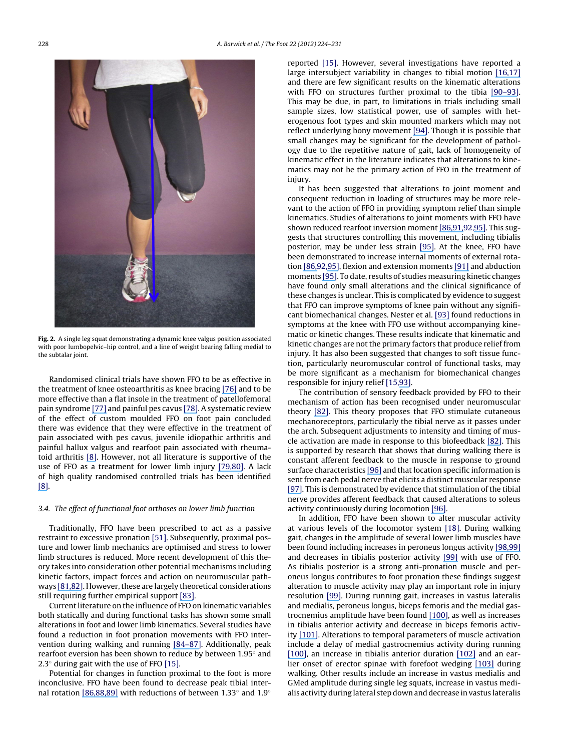Fig. 2. A single leg squat demonstrating a dynamic knee valgus position associated with poor lumbopelvic–hip control, and a line of weight bearing falling medial to the subtalar joint.

Randomised clinical trials have shown FFO to be as effective in the treatment of knee osteoarthritis as knee bracing [76] and to be more effective than a flat insole in the treatment of patellofemoral pain syndrome [77] and painful pes cavus [78]. A systematic review of the effect of custom moulded FFO on foot pain concluded there was evidence that they were effective in the treatment of pain associated with pes cavus, juvenile idiopathic arthritis and painful hallux valgus and rearfoot pain associated with rheumatoid arthritis [8]. However, not all literature is supportive of the use of FFO as a treatment for lower limb injury [79,80]. A lack of high quality randomised controlled trials has been identified [8].

### 3.4. The effect of functional foot orthoses on lower limb function

Traditionally, FFO have been prescribed to act as a passive restraint to excessive pronation [51]. Subsequently, proximal posture and lower limb mechanics are optimised and stress to lower limb structures is reduced. More recent development of this theory takes into consideration other potential mechanisms including kinetic factors, impact forces and action on neuromuscular pathways [81,82]. However, these are largely theoretical considerations still requiring further empirical support [83].

Current literature on the influence of FFO on kinematic variables both statically and during functional tasks has shown some small alterations in foot and lower limb kinematics. Several studies have found a reduction in foot pronation movements with FFO intervention during walking and running [84–87]. Additionally, peak rearfoot eversion has been shown to reduce by between 1.95° and 2.3° during gait with the use of FFO [15].

Potential for changes in function proximal to the foot is more inconclusive. FFO have been found to decrease peak tibial internal rotation [86,88,89] with reductions of between 1.33° and 1.9° reported [15]. However, several investigations have reported a large intersubject variability in changes to tibial motion [16,17] and there are few significant results on the kinematic alterations with FFO on structures further proximal to the tibia [90–93]. This may be due, in part, to limitations in trials including small sample sizes, low statistical power, use of samples with heterogeneous foot types and skin mounted markers which may not reflect underlying bony movement [94]. Though it is possible that small changes may be significant for the development of pathology due to the repetitive nature of gait, lack of homogeneity of kinematic effect in the literature indicates that alterations to kinematics may not be the primary action of FFO in the treatment of injury.

It has been suggested that alterations to joint moment and consequent reduction in loading of structures may be more relevant to the action of FFO in providing symptom relief than simple kinematics. Studies of alterations to joint moments with FFO have shown reduced rearfoot inversion moment [86,91,92,95]. This suggests that structures controlling this movement, including tibialis posterior, may be under less strain [95]. At the knee, FFO have been demonstrated to increase internal moments of external rotation [86,92,95], flexion and extension moments [91] and abduction moments [95]. To date, results of studies measuring kinetic changes have found only small alterations and the clinical significance of these changes is unclear. This is complicated by evidence to suggest that FFO can improve symptoms of knee pain without any significant biomechanical changes. Nester et al. [93] found reductions in symptoms at the knee with FFO use without accompanying kinematic or kinetic changes. These results indicate that kinematic and kinetic changes are not the primary factors that produce relief from injury. It has also been suggested that changes to soft tissue function, particularly neuromuscular control of functional tasks, may be more significant as a mechanism for biomechanical changes responsible for injury relief [15,93].

The contribution of sensory feedback provided by FFO to their mechanism of action has been recognised under neuromuscular theory [82]. This theory proposes that FFO stimulate cutaneous mechanoreceptors, particularly the tibial nerve as it passes under the arch. Subsequent adjustments to intensity and timing of muscle activation are made in response to this biofeedback [82]. This is supported by research that shows that during walking there is constant afferent feedback to the muscle in response to ground surface characteristics [96] and that location specific information is sent from each pedal nerve that elicits a distinct muscular response [97]. This is demonstrated by evidence that stimulation of the tibial nerve provides afferent feedback that caused alterations to soleus activity continuously during locomotion [96].

In addition, FFO have been shown to alter muscular activity at various levels of the locomotor system [18]. During walking gait, changes in the amplitude of several lower limb muscles have been found including increases in peroneus longus activity [98,99] and decreases in tibialis posterior activity [99] with use of FFO. As tibialis posterior is a strong anti-pronation muscle and peroneus longus contributes to foot pronation these findings suggest alteration to muscle activity may play an important role in injury resolution [99]. During running gait, increases in vastus lateralis and medialis, peroneus longus, biceps femoris and the medial gastrocnemius amplitude have been found [100], as well as increases in tibialis anterior activity and decrease in biceps femoris activity [101]. Alterations to temporal parameters of muscle activation include a delay of medial gastrocnemius activity during running [100], an increase in tibialis anterior duration [102] and an earlier onset of erector spinae with forefoot wedging [103] during walking. Other results include an increase in vastus medialis and GMed amplitude during single leg squats, increase in vastus medialis activity during lateral step down and decrease in vastus lateralis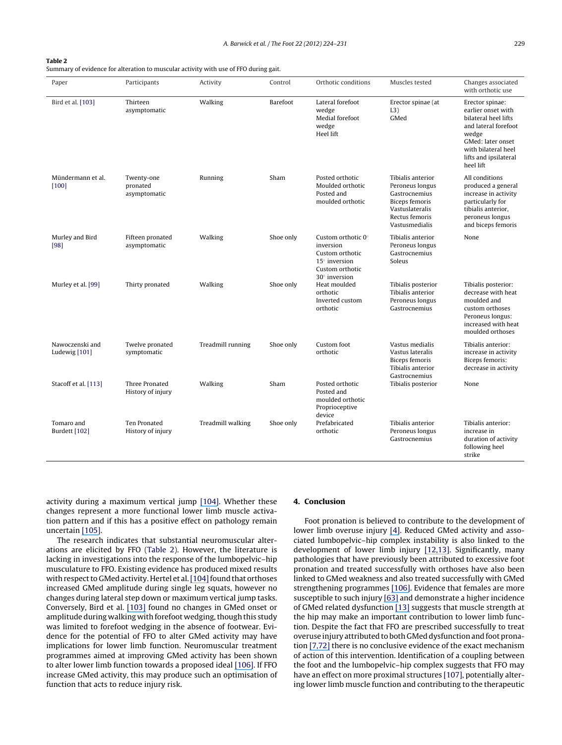**Table 2**
Summary of evidence for alteration to muscular activity with use of FFO during gait.

| Paper | Participants | Activity | Control | Orthotic conditions | Muscles tested | Changes associated with orthotic use |
|---|---|---|---|---|---|---|
| Bird et al. [103] | Thirteen asymptomatic | Walking | Barefoot | Lateral forefoot wedge<br>Medial forefoot wedge<br>Heel lift | Erector spinae (at L3)<br>GMed | Erector spinae: earlier onset with bilateral heel lifts and lateral forefoot wedge<br>GMed: later onset with bilateral heel lifts and ipsilateral heel lift |
| Mündermann et al. [100] | Twenty-one pronated asymptomatic | Running | Sham | Posted orthotic<br>Moulded orthotic<br>Posted and moulded orthotic | Tibialis anterior<br>Peroneus longus<br>Gastrocnemius<br>Biceps femoris<br>Vastuslateralis<br>Rectus femoris<br>Vastusmedialis | All conditions produced a general increase in activity particularly for tibialis anterior, peroneus longus and biceps femoris |
| Murley and Bird [98] | Fifteen pronated asymptomatic | Walking | Shoe only | Custom orthotic 0° inversion<br>Custom orthotic 15° inversion<br>Custom orthotic 30° inversion | Tibialis anterior<br>Peroneus longus<br>Gastrocnemius<br>Soleus | None |
| Murley et al. [99] | Thirty pronated | Walking | Shoe only | Heat moulded orthotic<br>Inverted custom orthotic | Tibialis posterior<br>Tibialis anterior<br>Peroneus longus<br>Gastrocnemius | Tibialis posterior: decrease with heat moulded and custom orthoses<br>Peroneus longus: increased with heat moulded orthoses |
| Nawoczenski and Ludewig [101] | Twelve pronated symptomatic | Treadmill running | Shoe only | Custom foot orthotic | Vastus medialis<br>Vastus lateralis<br>Biceps femoris<br>Tibialis anterior<br>Gastrocnemius | Tibialis anterior: increase in activity<br>Biceps femoris: decrease in activity |
| Stacoff et al. [113] | Three Pronated History of injury | Walking | Sham | Posted orthotic<br>Posted and moulded orthotic<br>Proprioceptive device | Tibialis posterior | None |
| Tomaro and Burdett [102] | Ten Pronated History of injury | Treadmill walking | Shoe only | Prefabricated orthotic | Tibialis anterior<br>Peroneus longus<br>Gastrocnemius | Tibialis anterior: increase in duration of activity following heel strike |

activity during a maximum vertical jump [104]. Whether these changes represent a more functional lower limb muscle activation pattern and if this has a positive effect on pathology remain uncertain [105].

The research indicates that substantial neuromuscular alterations are elicited by FFO (Table 2). However, the literature is lacking in investigations into the response of the lumbopelvic–hip musculature to FFO. Existing evidence has produced mixed results with respect to GMed activity. Hertel et al. [104] found that orthoses increased GMed amplitude during single leg squats, however no changes during lateral step down or maximum vertical jump tasks. Conversely, Bird et al. [103] found no changes in GMed onset or amplitude during walking with forefoot wedging, though this study was limited to forefoot wedging in the absence of footwear. Evidence for the potential of FFO to alter GMed activity may have implications for lower limb function. Neuromuscular treatment programmes aimed at improving GMed activity has been shown to alter lower limb function towards a proposed ideal [106]. If FFO increase GMed activity, this may produce such an optimisation of function that acts to reduce injury risk.

## 4. Conclusion

Foot pronation is believed to contribute to the development of lower limb overuse injury [4]. Reduced GMed activity and associated lumbopelvic–hip complex instability is also linked to the development of lower limb injury [12,13]. Significantly, many pathologies that have previously been attributed to excessive foot pronation and treated successfully with orthoses have also been linked to GMed weakness and also treated successfully with GMed strengthening programmes [106]. Evidence that females are more susceptible to such injury [63] and demonstrate a higher incidence of GMed related dysfunction [13] suggests that muscle strength at the hip may make an important contribution to lower limb function. Despite the fact that FFO are prescribed successfully to treat overuse injury attributed to both GMed dysfunction and foot pronation [7,72] there is no conclusive evidence of the exact mechanism of action of this intervention. Identification of a coupling between the foot and the lumbopelvic–hip complex suggests that FFO may have an effect on more proximal structures [107], potentially altering lower limb muscle function and contributing to the therapeutic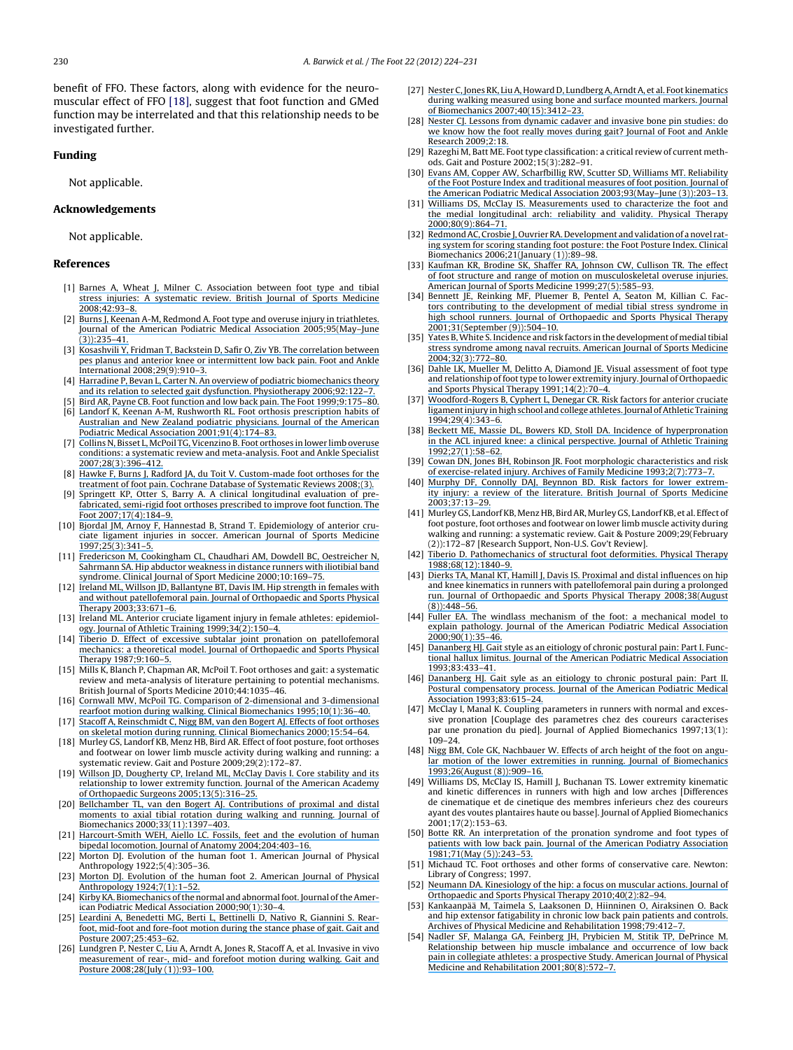benefit of FFO. These factors, along with evidence for the neuromuscular effect of FFO [18], suggest that foot function and GMed function may be interrelated and that this relationship needs to be investigated further.

## Funding

Not applicable.

## Acknowledgements

Not applicable.

## References

[1] Barnes A, Wheat J, Milner C. Association between foot type and tibial stress injuries: A systematic review. British Journal of Sports Medicine 2008;42:93–8.

[2] Burns J, Keenan A-M, Redmond A. Foot type and overuse injury in triathletes. Journal of the American Podiatric Medical Association 2005;95(May–June (3)):235–41.

[3] Kosashvili Y, Fridman T, Backstein D, Safir O, Ziv YB. The correlation between pes planus and anterior knee or intermittent low back pain. Foot and Ankle International 2008;29(9):910–3.

[4] Harradine P, Bevan L, Carter N. An overview of podiatric biomechanics theory and its relation to selected gait dysfunction. Physiotherapy 2006;92:122–7.

[5] Bird AR, Payne CB. Foot function and low back pain. The Foot 1999;9:175–80.

[6] Landorf K, Keenan A-M, Rushworth RL. Foot orthosis prescription habits of Australian and New Zealand podiatric physicians. Journal of the American Podiatric Medical Association 2001;91(4):174–83.

[7] Collins N, Bisset L, McPoil TG, Vicenzino B. Foot orthoses in lower limb overuse conditions: a systematic review and meta-analysis. Foot and Ankle Specialist 2007;28(3):396–412.

[8] Hawke F, Burns J, Radford JA, du Toit V. Custom-made foot orthoses for the treatment of foot pain. Cochrane Database of Systematic Reviews 2008;(3).

[9] Springett KP, Otter S, Barry A. A clinical longitudinal evaluation of pre-fabricated, semi-rigid foot orthoses prescribed to improve foot function. The Foot 2007;17(4):184–9.

[10] Bjordal JM, Arnoy F, Hannestad B, Strand T. Epidemiology of anterior cruciate ligament injuries in soccer. American Journal of Sports Medicine 1997;25(3):341–5.

[11] Fredericson M, Cookingham CL, Chaudhari AM, Dowdell BC, Oestreicher N, Sahrmann SA. Hip abductor weakness in distance runners with iliotibial band syndrome. Clinical Journal of Sport Medicine 2000;10:169–75.

[12] Ireland ML, Willson JD, Ballantyne BT, Davis IM. Hip strength in females with and without patellofemoral pain. Journal of Orthopaedic and Sports Physical Therapy 2003;33:671–6.

[13] Ireland ML. Anterior cruciate ligament injury in female athletes: epidemiology. Journal of Athletic Training 1999;34(2):150–4.

[14] Tiberio D. Effect of excessive subtalar joint pronation on patellofemoral mechanics: a theoretical model. Journal of Orthopaedic and Sports Physical Therapy 1987;9:160–5.

[15] Mills K, Blanch P, Chapman AR, McPoil T. Foot orthoses and gait: a systematic review and meta-analysis of literature pertaining to potential mechanisms. British Journal of Sports Medicine 2010;44:1035–46.

[16] Cornwall MW, McPoil TG. Comparison of 2-dimensional and 3-dimensional rearfoot motion during walking. Clinical Biomechanics 1995;10(1):36–40.

[17] Stacoff A, Reinschmidt C, Nigg BM, van den Bogert AJ. Effects of foot orthoses on skeletal motion during running. Clinical Biomechanics 2000;15:54–64.

[18] Murley GS, Landorf KB, Menz HB, Bird AR. Effect of foot posture, foot orthoses and footwear on lower limb muscle activity during walking and running: a systematic review. Gait and Posture 2009;29(2):172–87.

[19] Willson JD, Dougherty CP, Ireland ML, McClay Davis I. Core stability and its relationship to lower extremity function. Journal of the American Academy of Orthopaedic Surgeons 2005;13(5):316–25.

[20] Bellchamber TL, van den Bogert AJ. Contributions of proximal and distal moments to axial tibial rotation during walking and running. Journal of Biomechanics 2000;33(11):1397–403.

[21] Harcourt-Smith WEH, Aiello LC. Fossils, feet and the evolution of human bipedal locomotion. Journal of Anatomy 2004;204:403–16.

[22] Morton DJ. Evolution of the human foot 1. American Journal of Physical Anthropology 1922;5(4):305–36.

[23] Morton DJ. Evolution of the human foot 2. American Journal of Physical Anthropology 1924;7(1):1–52.

[24] Kirby KA. Biomechanics of the normal and abnormal foot. Journal of the American Podiatric Medical Association 2000;90(1):30–4.

[25] Leardini A, Benedetti MG, Berti L, Bettinelli D, Nativo R, Giannini S. Rearfoot, mid-foot and fore-foot motion during the stance phase of gait. Gait and Posture 2007;25:453–62.

[26] Lundgren P, Nester C, Liu A, Arndt A, Jones R, Stacoff A, et al. Invasive in vivo measurement of rear-, mid- and forefoot motion during walking. Gait and Posture 2008;28(July (1)):93–100.

[27] Nester C, Jones RK, Liu A, Howard D, Lundberg A, Arndt A, et al. Foot kinematics during walking measured using bone and surface mounted markers. Journal of Biomechanics 2007;40(15):3412–23.

[28] Nester CJ. Lessons from dynamic cadaver and invasive bone pin studies: do we know how the foot really moves during gait? Journal of Foot and Ankle Research 2009;2:18.

[29] Razeghi M, Batt ME. Foot type classification: a critical review of current methods. Gait and Posture 2002;15(3):282–91.

[30] Evans AM, Copper AW, Scharfbillig RW, Scutter SD, Williams MT. Reliability of the Foot Posture Index and traditional measures of foot position. Journal of the American Podiatric Medical Association 2003;93(May–June (3)):203–13.

[31] Williams DS, McClay IS. Measurements used to characterize the foot and the medial longitudinal arch: reliability and validity. Physical Therapy 2000;80(9):864–71.

[32] Redmond AC, Crosbie J, Ouvrier RA. Development and validation of a novel rating system for scoring standing foot posture: the Foot Posture Index. Clinical Biomechanics 2006;21(January (1)):89–98.

[33] Kaufman KR, Brodine SK, Shaffer RA, Johnson CW, Cullison TR. The effect of foot structure and range of motion on musculoskeletal overuse injuries. American Journal of Sports Medicine 1999;27(5):585–93.

[34] Bennett JE, Reinking MF, Pluemer B, Pentel A, Seaton M, Killian C. Factors contributing to the development of medial tibial stress syndrome in high school runners. Journal of Orthopaedic and Sports Physical Therapy 2001;31(September (9)):504–10.

[35] Yates B, White S. Incidence and risk factors in the development of medial tibial stress syndrome among naval recruits. American Journal of Sports Medicine 2004;32(3):772–80.

[36] Dahle LK, Mueller M, Delitto A, Diamond JE. Visual assessment of foot type and relationship of foot type to lower extremity injury. Journal of Orthopaedic and Sports Physical Therapy 1991;14(2):70–4.

[37] Woodford-Rogers B, Cyphert L, Denegar CR. Risk factors for anterior cruciate ligament injury in high school and college athletes. Journal of Athletic Training 1994;29(4):343–6.

[38] Beckett ME, Massie DL, Bowers KD, Stoll DA. Incidence of hyperpronation in the ACL injured knee: a clinical perspective. Journal of Athletic Training 1992;27(1):58–62.

[39] Cowan DN, Jones BH, Robinson JR. Foot morphologic characteristics and risk of exercise-related injury. Archives of Family Medicine 1993;2(7):773–7.

[40] Murphy DF, Connolly DAJ, Beynnon BD. Risk factors for lower extremity injury: a review of the literature. British Journal of Sports Medicine 2003;37:13–29.

[41] Murley GS, Landorf KB, Menz HB, Bird AR, Murley GS, Landorf KB, et al. Effect of foot posture, foot orthoses and footwear on lower limb muscle activity during walking and running: a systematic review. Gait & Posture 2009;29(February (2)):172–87 [Research Support, Non-U.S. Gov't Review].

[42] Tiberio D. Pathomechanics of structural foot deformities. Physical Therapy 1988;68(12):1840–9.

[43] Dierks TA, Manal KT, Hamill J, Davis IS. Proximal and distal influences on hip and knee kinematics in runners with patellofemoral pain during a prolonged run. Journal of Orthopaedic and Sports Physical Therapy 2008;38(August (8)):448–56.

[44] Fuller EA. The windlass mechanism of the foot: a mechanical model to explain pathology. Journal of the American Podiatric Medical Association 2000;90(1):35–46.

[45] Dananberg HJ. Gait style as an eitiology of chronic postural pain: Part I. Functional hallux limitus. Journal of the American Podiatric Medical Association 1993;83:433–41.

[46] Dananberg HJ. Gait syle as an eitiology to chronic postural pain: Part II. Postural compensatory process. Journal of the American Podiatric Medical Association 1993;83:615–24.

[47] McClay I, Manal K. Coupling parameters in runners with normal and excessive pronation [Couplage des parametres chez des coureurs caracterises par une pronation du pied]. Journal of Applied Biomechanics 1997;13(1):109–24.

[48] Nigg BM, Cole GK, Nachbauer W. Effects of arch height of the foot on angular motion of the lower extremities in running. Journal of Biomechanics 1993;26(August (8)):909–16.

[49] Williams DS, McClay IS, Hamill J, Buchanan TS. Lower extremity kinematic and kinetic differences in runners with high and low arches [Differences de cinematique et de cinetique des membres inferieurs chez des coureurs ayant des voutes plantaires haute ou basse]. Journal of Applied Biomechanics 2001;17(2):153–63.

[50] Botte RR. An interpretation of the pronation syndrome and foot types of patients with low back pain. Journal of the American Podiatry Association 1981;71(May (5)):243–53.

[51] Michaud TC. Foot orthoses and other forms of conservative care. Newton: Library of Congress; 1997.

[52] Neumann DA. Kinesiology of the hip: a focus on muscular actions. Journal of Orthopaedic and Sports Physical Therapy 2010;40(2):82–94.

[53] Kankaanpää M, Taimela S, Laaksonen D, Hiinninen O, Airaksinen O. Back and hip extensor fatigability in chronic low back pain patients and controls. Archives of Physical Medicine and Rehabilitation 1998;79:412–7.

[54] Nadler SF, Malanga GA, Feinberg JH, Prybicien M, Stitik TP, DePrince M. Relationship between hip muscle imbalance and occurrence of low back pain in collegiate athletes: a prospective Study. American Journal of Physical Medicine and Rehabilitation 2001;80(8):572–7.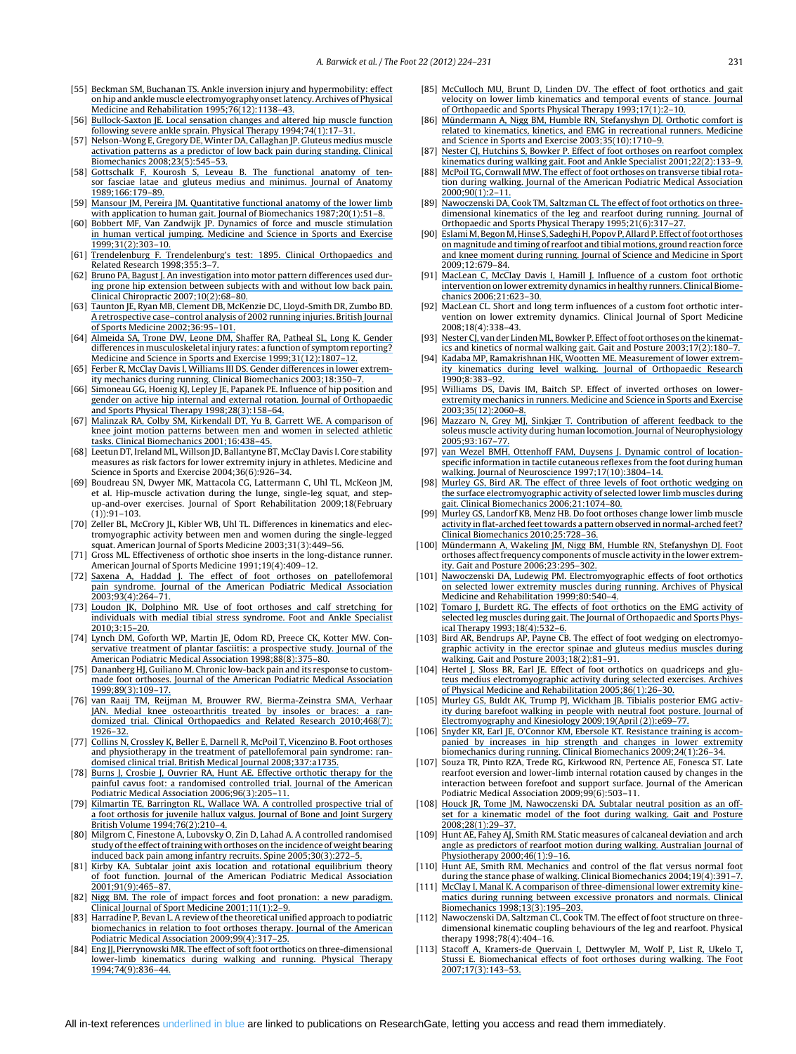[55] Beckman SM, Buchanan TS. Ankle inversion injury and hypermobility: effect on hip and ankle muscle electromyography onset latency. Archives of Physical Medicine and Rehabilitation 1995;76(12):1138–43.

[56] Bullock-Saxton JE. Local sensation changes and altered hip muscle function following severe ankle sprain. Physical Therapy 1994;74(1):17–31.

[57] Nelson-Wong E, Gregory DE, Winter DA, Callaghan JP. Gluteus medius muscle activation patterns as a predictor of low back pain during standing. Clinical Biomechanics 2008;23(5):545–53.

[58] Gottschalk F, Kourosh S, Leveau B. The functional anatomy of tensor fasciae latae and gluteus medius and minimus. Journal of Anatomy 1989;166:179–89.

[59] Mansour JM, Pereira JM. Quantitative functional anatomy of the lower limb with application to human gait. Journal of Biomechanics 1987;20(1):51–8.

[60] Bobbert MF, Van Zandwijk JP. Dynamics of force and muscle stimulation in human vertical jumping. Medicine and Science in Sports and Exercise 1999;31(2):303–10.

[61] Trendelenburg F. Trendelenburg's test: 1895. Clinical Orthopaedics and Related Research 1998;355:3–7.

[62] Bruno PA, Bagust J. An investigation into motor pattern differences used during prone hip extension between subjects with and without low back pain. Clinical Chiropractic 2007;10(2):68–80.

[63] Taunton JE, Ryan MB, Clement DB, McKenzie DC, Lloyd-Smith DR, Zumbo BD. A retrospective case–control analysis of 2002 running injuries. British Journal of Sports Medicine 2002;36:95–101.

[64] Almeida SA, Trone DW, Leone DM, Shaffer RA, Patheal SL, Long K. Gender differences in musculoskeletal injury rates: a function of symptom reporting? Medicine and Science in Sports and Exercise 1999;31(12):1807–12.

[65] Ferber R, McClay Davis I, Williams III DS. Gender differences in lower extremity mechanics during running. Clinical Biomechanics 2003;18:350–7.

[66] Simoneau GG, Hoenig KJ, Lepley JE, Papanek PE. Influence of hip position and gender on active hip internal and external rotation. Journal of Orthopaedic and Sports Physical Therapy 1998;28(3):158–64.

[67] Malinzak RA, Colby SM, Kirkendall DT, Yu B, Garrett WE. A comparison of knee joint motion patterns between men and women in selected athletic tasks. Clinical Biomechanics 2001;16:438–45.

[68] Leetun DT, Ireland ML, Willson JD, Ballantyne BT, McClay Davis I. Core stability measures as risk factors for lower extremity injury in athletes. Medicine and Science in Sports and Exercise 2004;36(6):926–34.

[69] Boudreau SN, Dwyer MK, Mattacola CG, Lattermann C, Uhl TL, McKeon JM, et al. Hip-muscle activation during the lunge, single-leg squat, and step-up-and-over exercises. Journal of Sport Rehabilitation 2009;18(February (1)):91–103.

[70] Zeller BL, McCrory JL, Kibler WB, Uhl TL. Differences in kinematics and electromyographic activity between men and women during the single-legged squat. American Journal of Sports Medicine 2003;31(3):449–56.

[71] Gross ML. Effectiveness of orthotic shoe inserts in the long-distance runner. American Journal of Sports Medicine 1991;19(4):409–12.

[72] Saxena A, Haddad J. The effect of foot orthoses on patellofemoral pain syndrome. Journal of the American Podiatric Medical Association 2003;93(4):264–71.

[73] Loudon JK, Dolphino MR. Use of foot orthoses and calf stretching for individuals with medial tibial stress syndrome. Foot and Ankle Specialist 2010;3:15–20.

[74] Lynch DM, Goforth WP, Martin JE, Odom RD, Preece CK, Kotter MW. Conservative treatment of plantar fasciitis: a prospective study. Journal of the American Podiatric Medical Association 1998;88(8):375–80.

[75] Dananberg HJ, Guiliano M. Chronic low-back pain and its response to custom-made foot orthoses. Journal of the American Podiatric Medical Association 1999;89(3):109–17.

[76] van Raaij TM, Reijman M, Brouwer RW, Bierma-Zeinstra SMA, Verhaar JAN. Medial knee osteoarthritis treated by insoles or braces: a randomized trial. Clinical Orthopaedics and Related Research 2010;468(7):1926–32.

[77] Collins N, Crossley K, Beller E, Darnell R, McPoil T, Vicenzino B. Foot orthoses and physiotherapy in the treatment of patellofemoral pain syndrome: randomised clinical trial. British Medical Journal 2008;337:a1735.

[78] Burns J, Crosbie J, Ouvrier RA, Hunt AE. Effective orthotic therapy for the painful cavus foot: a randomised controlled trial. Journal of the American Podiatric Medical Association 2006;96(3):205–11.

[79] Kilmartin TE, Barrington RL, Wallace WA. A controlled prospective trial of a foot orthosis for juvenile hallux valgus. Journal of Bone and Joint Surgery British Volume 1994;76(2):210–4.

[80] Milgrom C, Finestone A, Lubovsky O, Zin D, Lahad A. A controlled randomised study of the effect of training with orthoses on the incidence of weight bearing induced back pain among infantry recruits. Spine 2005;30(3):272–5.

[81] Kirby KA. Subtalar joint axis location and rotational equilibrium theory of foot function. Journal of the American Podiatric Medical Association 2001;91(9):465–87.

[82] Nigg BM. The role of impact forces and foot pronation: a new paradigm. Clinical Journal of Sport Medicine 2001;11(1):2–9.

[83] Harradine P, Bevan L. A review of the theoretical unified approach to podiatric biomechanics in relation to foot orthoses therapy. Journal of the American Podiatric Medical Association 2009;99(4):317–25.

[84] Eng JJ, Pierrynowski MR. The effect of soft foot orthotics on three-dimensional lower-limb kinematics during walking and running. Physical Therapy 1994;74(9):836–44.

[85] McCulloch MU, Brunt D, Linden DV. The effect of foot orthotics and gait velocity on lower limb kinematics and temporal events of stance. Journal of Orthopaedic and Sports Physical Therapy 1993;17(1):2–10.

[86] Mündermann A, Nigg BM, Humble RN, Stefanyshyn DJ. Orthotic comfort is related to kinematics, kinetics, and EMG in recreational runners. Medicine and Science in Sports and Exercise 2003;35(10):1710–9.

[87] Nester CJ, Hutchins S, Bowker P. Effect of foot orthoses on rearfoot complex kinematics during walking gait. Foot and Ankle Specialist 2001;22(2):133–9.

[88] McPoil TG, Cornwall MW. The effect of foot orthoses on transverse tibial rotation during walking. Journal of the American Podiatric Medical Association 2000;90(1):2–11.

[89] Nawoczenski DA, Cook TM, Saltzman CL. The effect of foot orthotics on three-dimensional kinematics of the leg and rearfoot during running. Journal of Orthopaedic and Sports Physical Therapy 1995;21(6):317–27.

[90] Eslami M, Begon M, Hinse S, Sadeghi H, Popov P, Allard P. Effect of foot orthoses on magnitude and timing of rearfoot and tibial motions, ground reaction force and knee moment during running. Journal of Science and Medicine in Sport 2009;12:679–84.

[91] MacLean C, McClay Davis I, Hamill J. Influence of a custom foot orthotic intervention on lower extremity dynamics in healthy runners. Clinical Biomechanics 2006;21:623–30.

[92] MacLean CL. Short and long term influences of a custom foot orthotic intervention on lower extremity dynamics. Clinical Journal of Sport Medicine 2008;18(4):338–43.

[93] Nester CJ, van der Linden ML, Bowker P. Effect of foot orthoses on the kinematics and kinetics of normal walking gait. Gait and Posture 2003;17(2):180–7.

[94] Kadaba MP, Ramakrishnan HK, Wootten ME. Measurement of lower extremity kinematics during level walking. Journal of Orthopaedic Research 1990;8:383–92.

[95] Williams DS, Davis IM, Baitch SP. Effect of inverted orthoses on lower-extremity mechanics in runners. Medicine and Science in Sports and Exercise 2003;35(12):2060–8.

[96] Mazzaro N, Grey MJ, Sinkjær T. Contribution of afferent feedback to the soleus muscle activity during human locomotion. Journal of Neurophysiology 2005;93:167–77.

[97] van Wezel BMH, Ottenhoff FAM, Duysens J. Dynamic control of location-specific information in tactile cutaneous reflexes from the foot during human walking. Journal of Neuroscience 1997;17(10):3804–14.

[98] Murley GS, Bird AR. The effect of three levels of foot orthotic wedging on the surface electromyographic activity of selected lower limb muscles during gait. Clinical Biomechanics 2006;21:1074–80.

[99] Murley GS, Landorf KB, Menz HB. Do foot orthoses change lower limb muscle activity in flat-arched feet towards a pattern observed in normal-arched feet? Clinical Biomechanics 2010;25:728–36.

[100] Mündermann A, Wakeling JM, Nigg BM, Humble RN, Stefanyshyn DJ. Foot orthoses affect frequency components of muscle activity in the lower extremity. Gait and Posture 2006;23:295–302.

[101] Nawoczenski DA, Ludewig PM. Electromyographic effects of foot orthotics on selected lower extremity muscles during running. Archives of Physical Medicine and Rehabilitation 1999;80:540–4.

[102] Tomaro J, Burdett RG. The effects of foot orthotics on the EMG activity of selected leg muscles during gait. The Journal of Orthopaedic and Sports Physical Therapy 1993;18(4):532–6.

[103] Bird AR, Bendrups AP, Payne CB. The effect of foot wedging on electromyographic activity in the erector spinae and gluteus medius muscles during walking. Gait and Posture 2003;18(2):81–91.

[104] Hertel J, Sloss BR, Earl JE. Effect of foot orthotics on quadriceps and gluteus medius electromyographic activity during selected exercises. Archives of Physical Medicine and Rehabilitation 2005;86(1):26–30.

[105] Murley GS, Buldt AK, Trump PJ, Wickham JB. Tibialis posterior EMG activity during barefoot walking in people with neutral foot posture. Journal of Electromyography and Kinesiology 2009;19(April (2)):e69–77.

[106] Snyder KR, Earl JE, O'Connor KM, Ebersole KT. Resistance training is accompanied by increases in hip strength and changes in lower extremity biomechanics during running. Clinical Biomechanics 2009;24(1):26–34.

[107] Souza TR, Pinto RZA, Trede RG, Kirkwood RN, Pertence AE, Fonesca ST. Late rearfoot eversion and lower-limb internal rotation caused by changes in the interaction between forefoot and support surface. Journal of the American Podiatric Medical Association 2009;99(6):503–11.

[108] Houck JR, Tome JM, Nawoczenski DA. Subtalar neutral position as an offset for a kinematic model of the foot during walking. Gait and Posture 2008;28(1):29–37.

[109] Hunt AE, Fahey AJ, Smith RM. Static measures of calcaneal deviation and arch angle as predictors of rearfoot motion during walking. Australian Journal of Physiotherapy 2000;46(1):9–16.

[110] Hunt AE, Smith RM. Mechanics and control of the flat versus normal foot during the stance phase of walking. Clinical Biomechanics 2004;19(4):391–7.

[111] McClay I, Manal K. A comparison of three-dimensional lower extremity kinematics during running between excessive pronators and normals. Clinical Biomechanics 1998;13(3):195–203.

[112] Nawoczenski DA, Saltzman CL, Cook TM. The effect of foot structure on three-dimensional kinematic coupling behaviours of the leg and rearfoot. Physical therapy 1998;78(4):404–16.

[113] Stacoff A, Kramers-de Quervain I, Dettwyler M, Wolf P, List R, Ukelo T, Stussi E. Biomechanical effects of foot orthoses during walking. The Foot 2007;17(3):143–53.